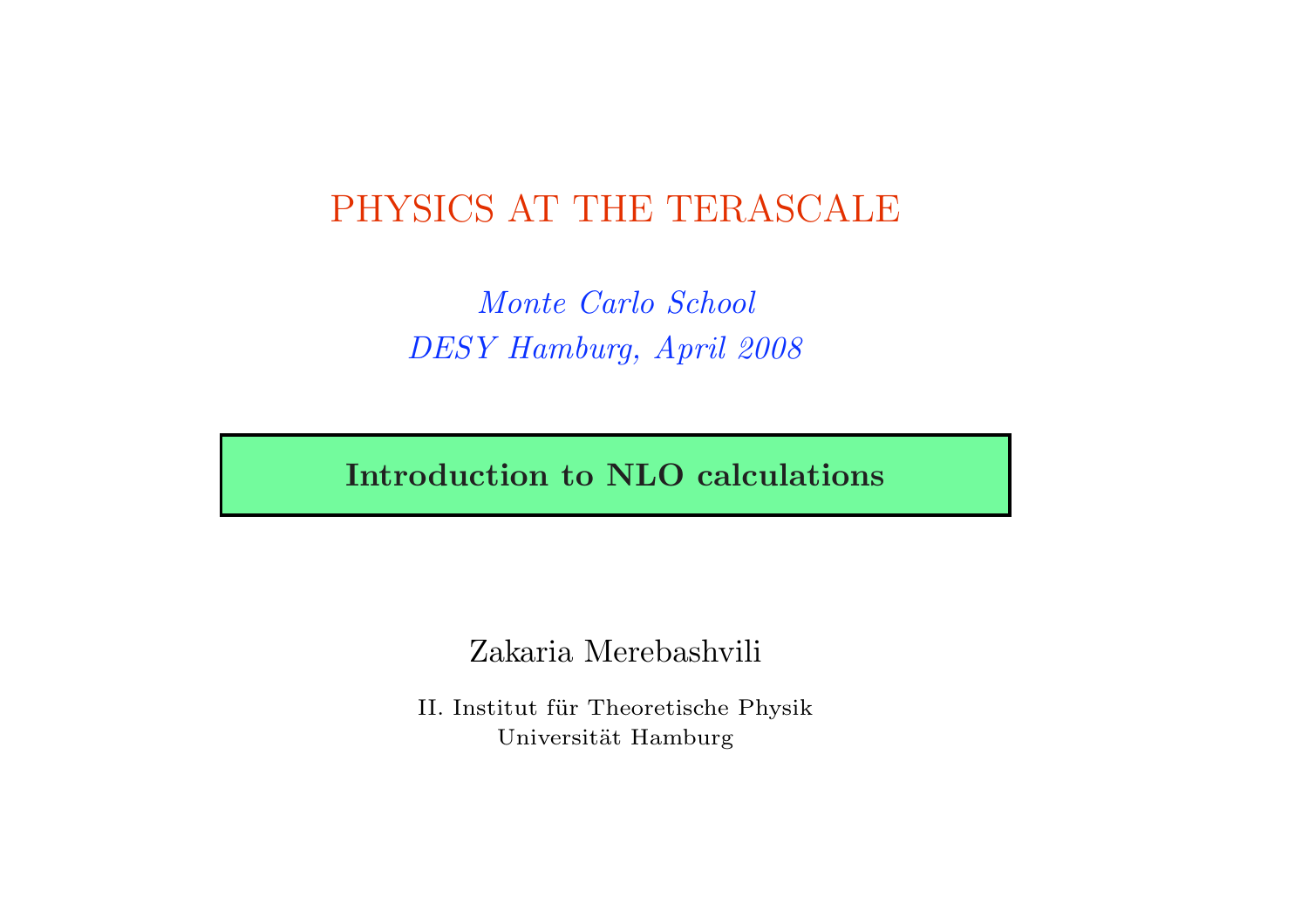# PHYSICS AT THE TERASCALE

*Monte Carlo School*

*DESY Hamburg, April 2008*

## **Introduction to NLO calculations**

Zakaria Merebashvili

II. Institut für Theoretische Physik

Universität Hamburg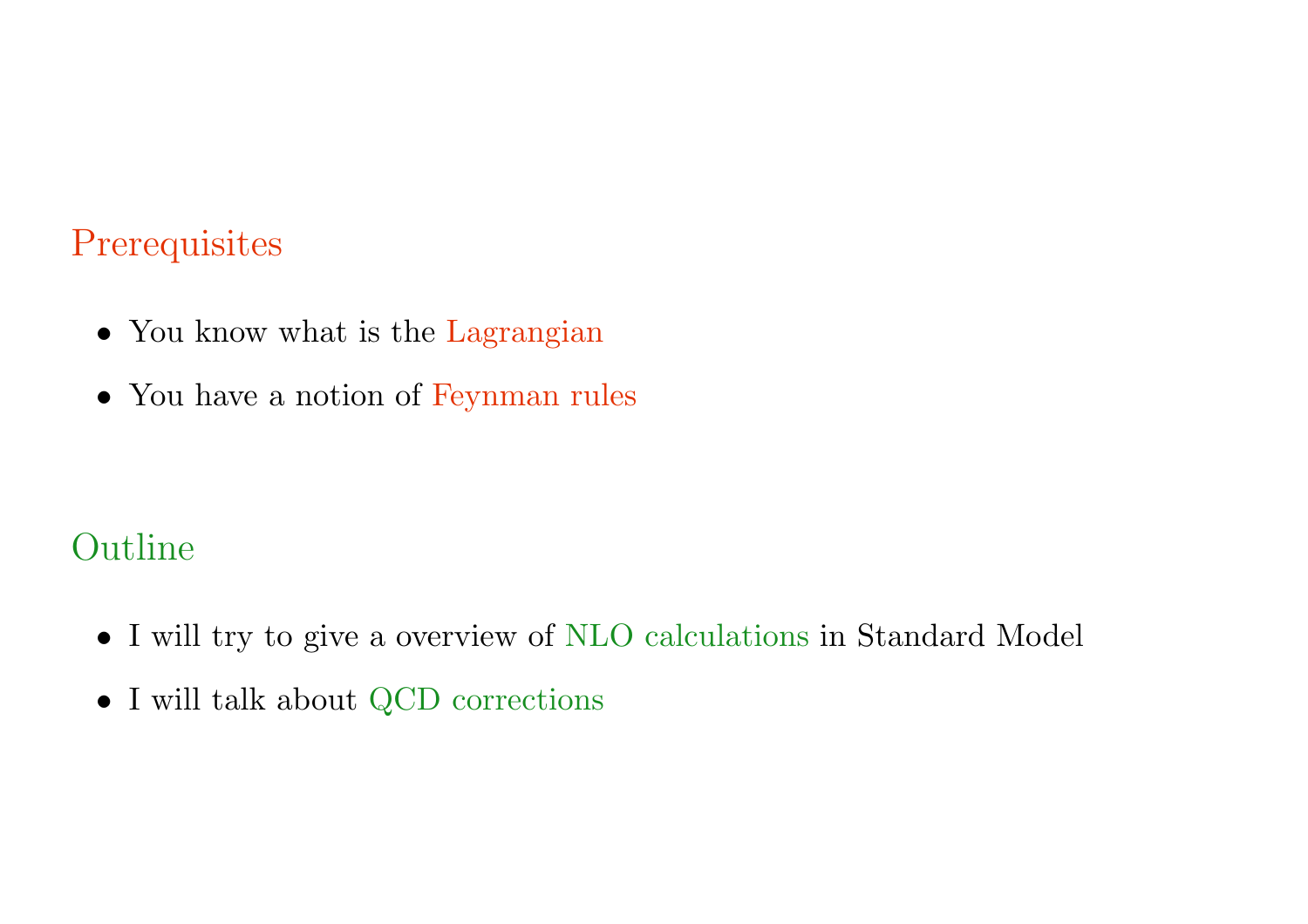## Prerequisites

- You know what is the Lagrangian
- You have a notion of Feynman rules

## Outline

- I will try to give a overview of NLO calculations in Standard Model
- I will talk about QCD corrections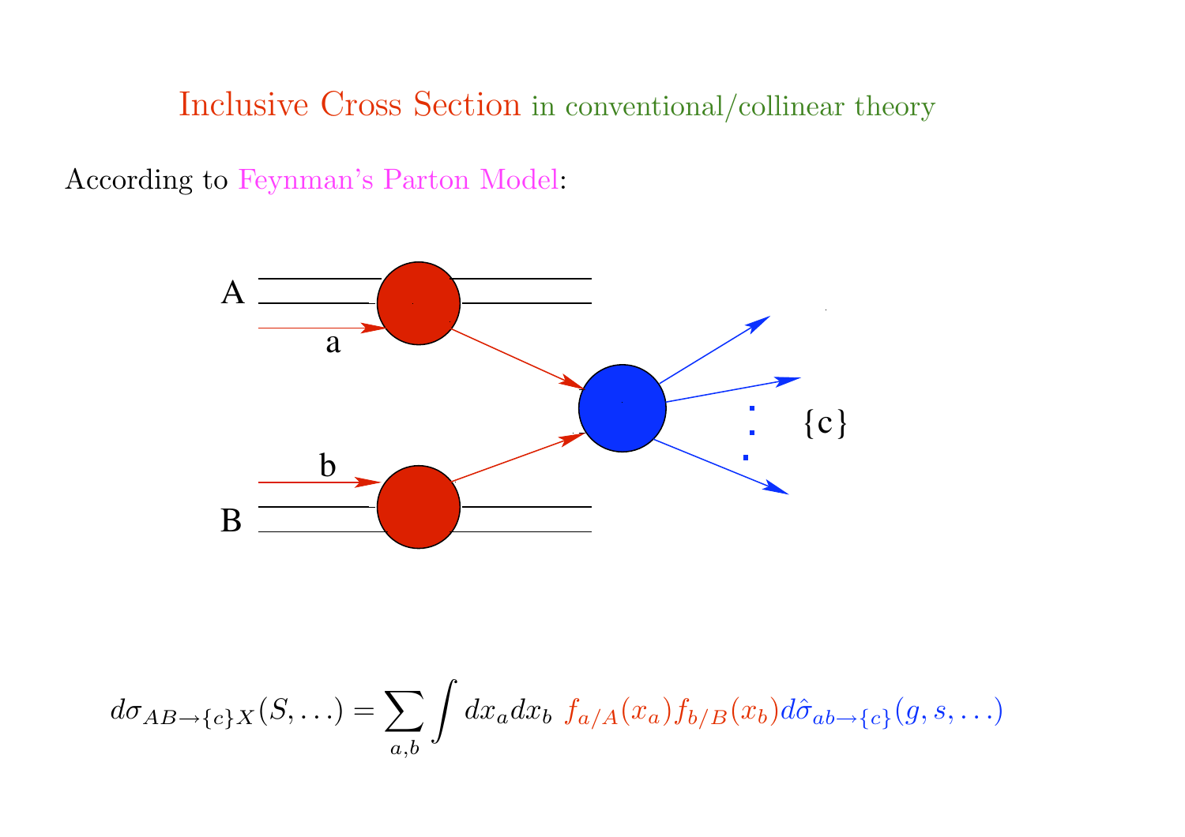# Inclusive Cross Section in conventional/collinear theory

According to Feynman's Parton Model:

$$d\sigma_{AB\to\{c\}X}(S,\ldots) = \sum_{a,b}\int dx_a dx_b\; f_{a/A}(x_a) f_{b/B}(x_b) d\hat{\sigma}_{ab\to\{c\}}(g,s,\ldots)$$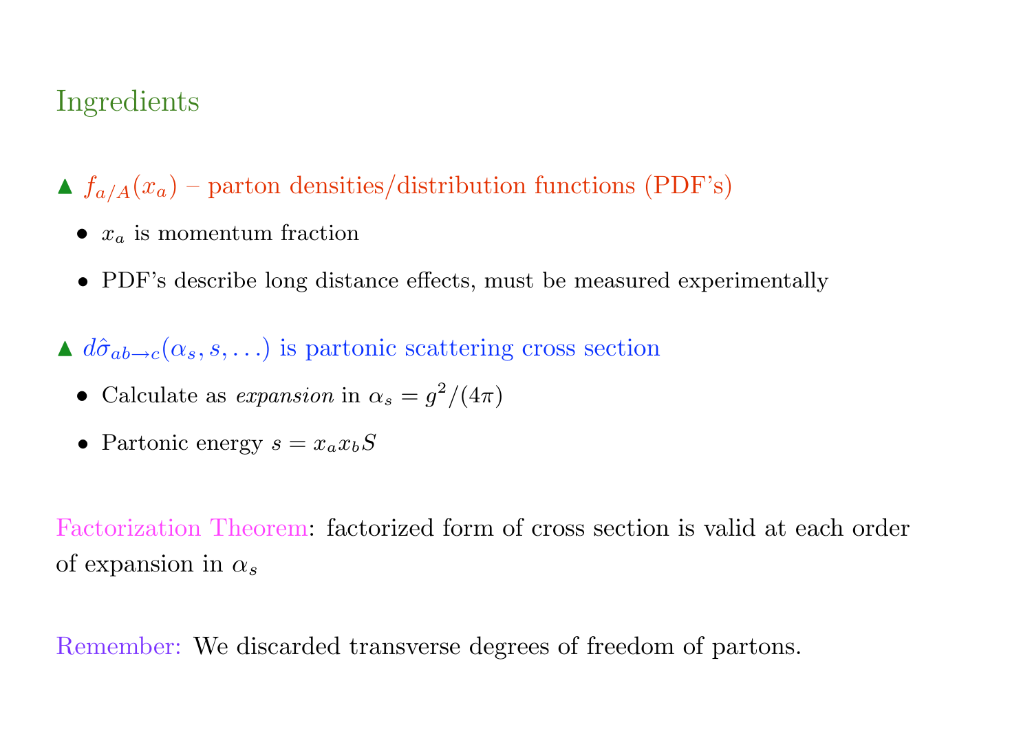## Ingredients

▲ $f_{a/A}(x_a)$ – parton densities/distribution functions (PDF's)

- $x_a$ is momentum fraction
- PDF's describe long distance effects, must be measured experimentally

▲ $d\hat{\sigma}_{ab\to c}(\alpha_s, s, \ldots)$ is partonic scattering cross section

- Calculate as *expansion* in $\alpha_s = g^2/(4\pi)$
- Partonic energy $s = x_a x_b S$

Factorization Theorem: factorized form of cross section is valid at each order of expansion in $\alpha_s$

Remember: We discarded transverse degrees of freedom of partons.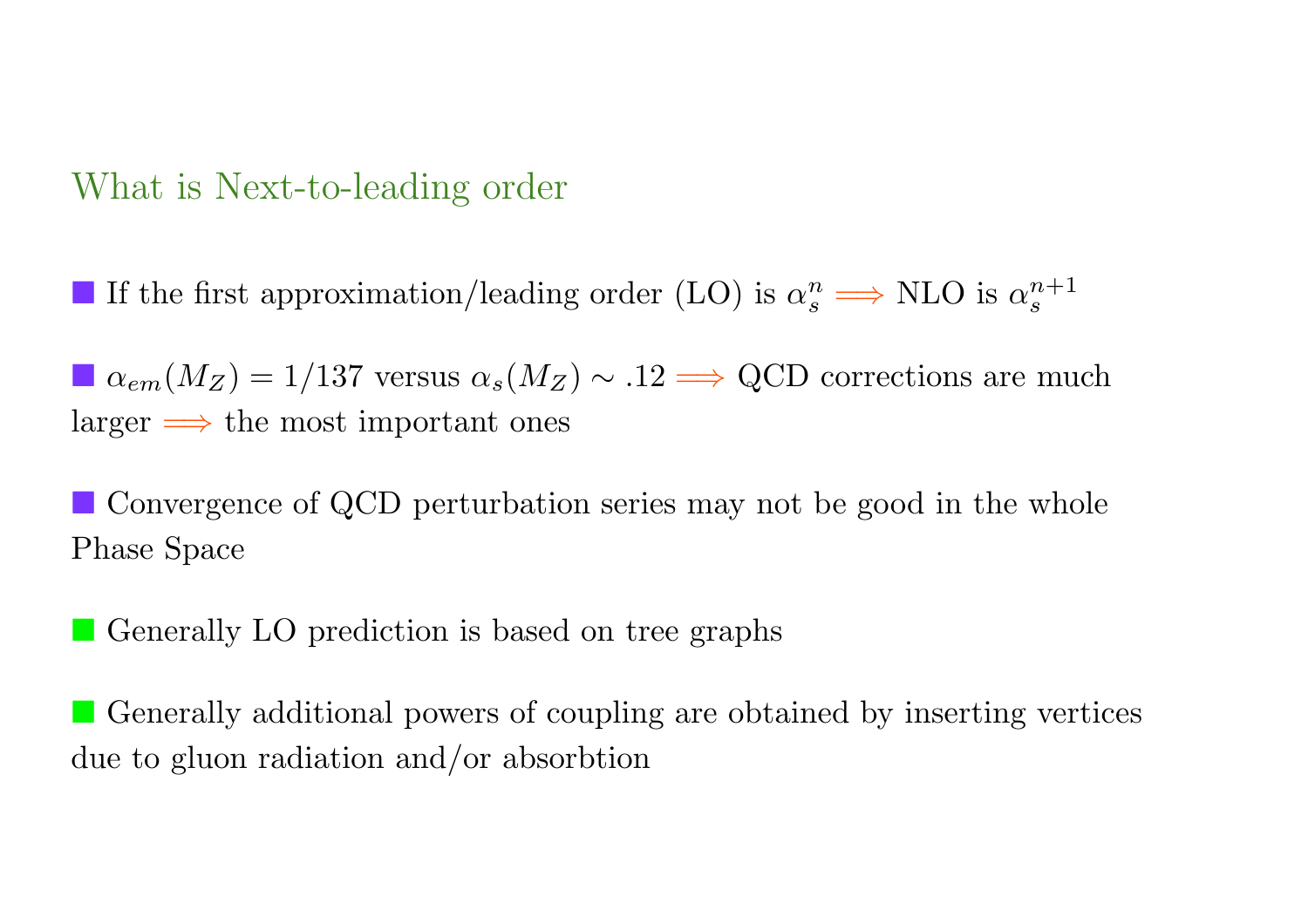## What is Next-to-leading order

- If the first approximation/leading order (LO) is $\alpha_s^n \Longrightarrow$ NLO is $\alpha_s^{n+1}$

- $\alpha_{em}(M_Z) = 1/137$ versus $\alpha_s(M_Z) \sim .12 \Longrightarrow$ QCD corrections are much larger $\Longrightarrow$ the most important ones

- Convergence of QCD perturbation series may not be good in the whole Phase Space

- Generally LO prediction is based on tree graphs

- Generally additional powers of coupling are obtained by inserting vertices due to gluon radiation and/or absorbtion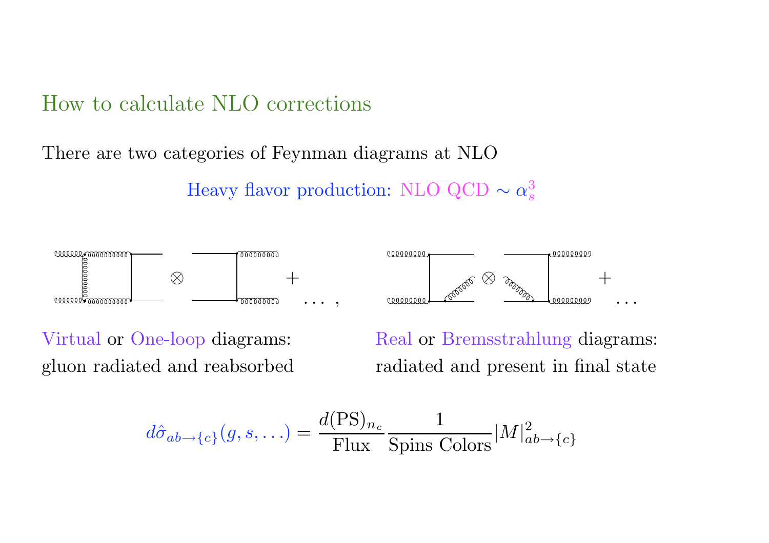# How to calculate NLO corrections

There are two categories of Feynman diagrams at NLO

Heavy flavor production: NLO QCD $\sim \alpha_s^3$

$\otimes$ $+ \ldots,$ $\otimes$ $+ \ldots$

Virtual or One-loop diagrams: gluon radiated and reabsorbed

Real or Bremsstrahlung diagrams: radiated and present in final state

$$d\hat{\sigma}_{ab\to\{c\}}(g, s, \ldots) = \frac{d(\text{PS})_{n_c}}{\text{Flux}} \frac{1}{\text{Spins Colors}} |M|^2_{ab\to\{c\}}$$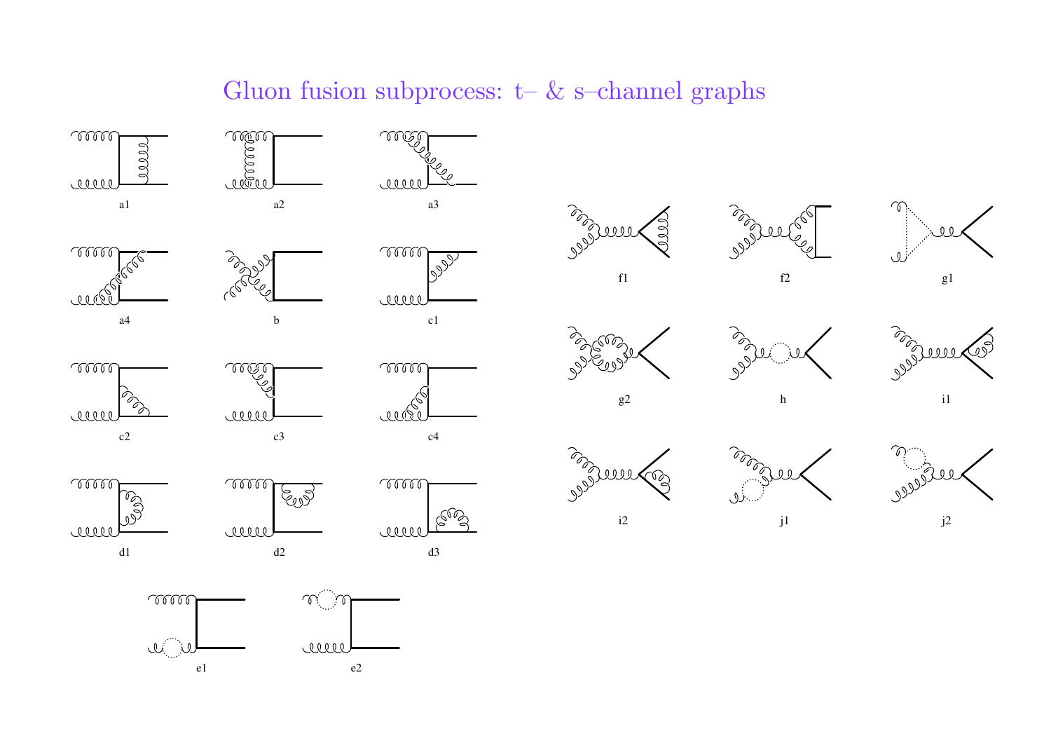# Gluon fusion subprocess: t– & s–channel graphs

a1 a2 a3

a4 b c1

c2 c3 c4

d1 d2 d3

e1 e2

f1 f2 g1

g2 h i1

i2 j1 j2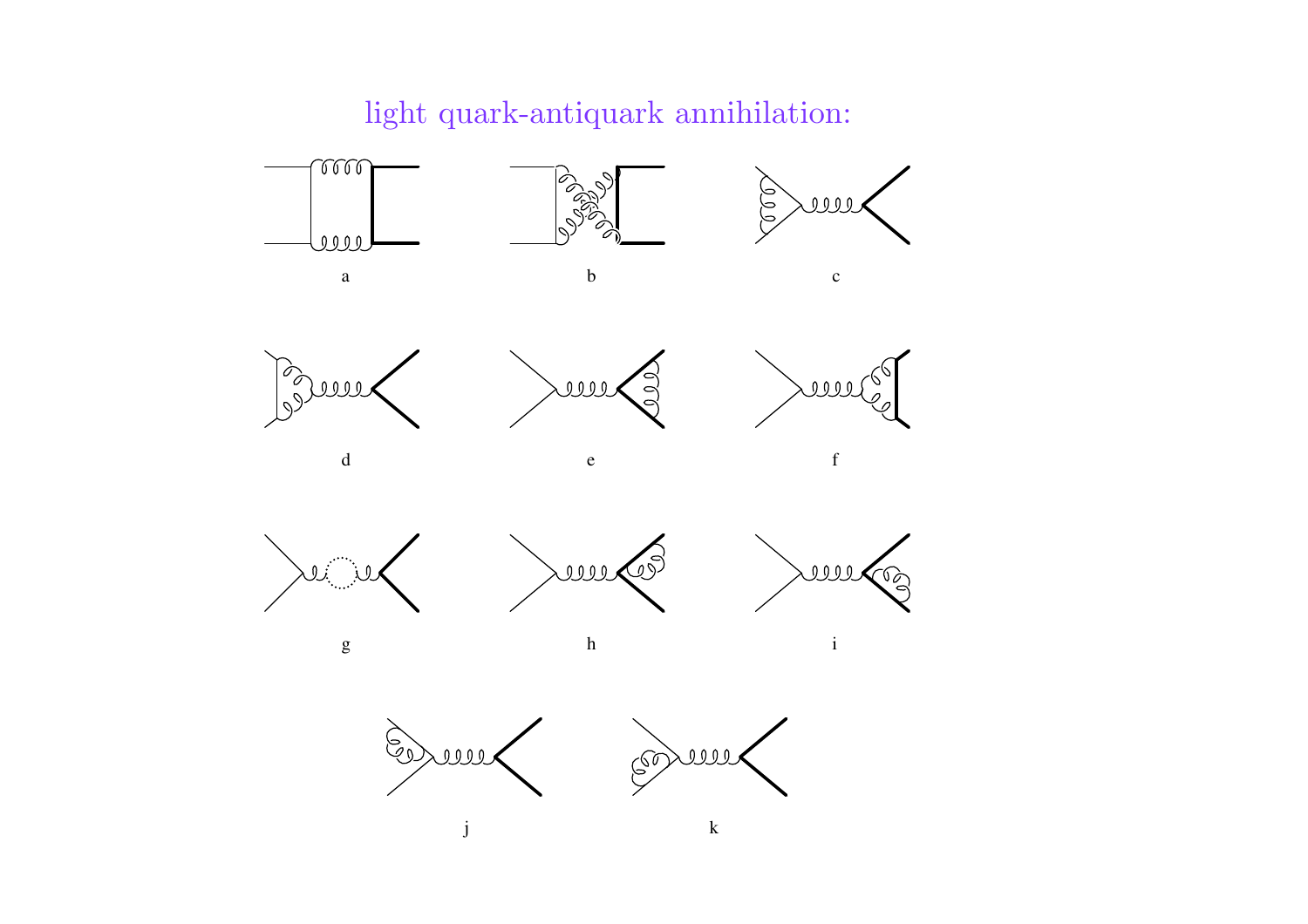light quark-antiquark annihilation:

a

b

c

d

e

f

g

h

i

j

k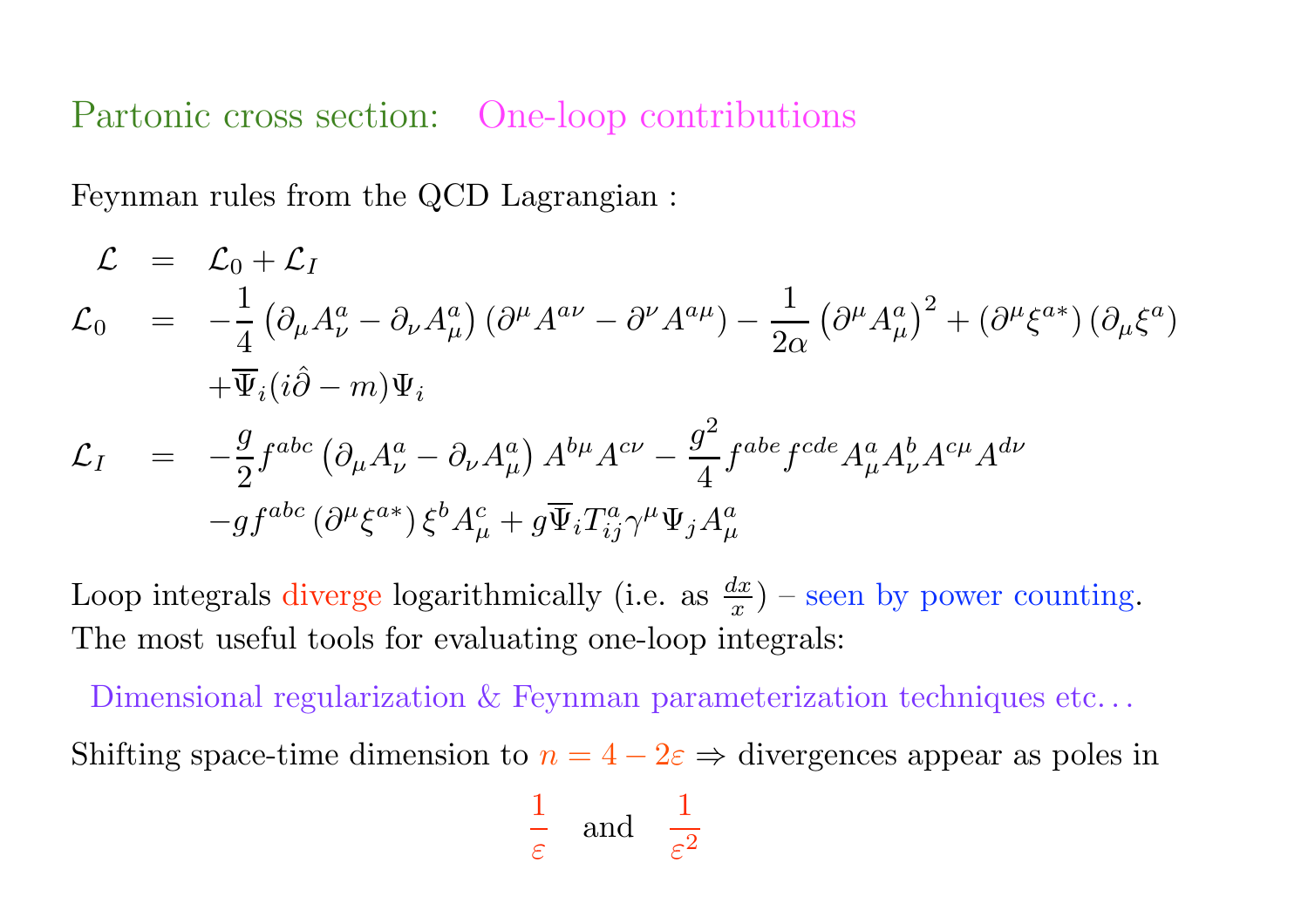## Partonic cross section: One-loop contributions

Feynman rules from the QCD Lagrangian :

$$
\begin{aligned}
\mathcal{L} &= \mathcal{L}_0 + \mathcal{L}_I \\
\mathcal{L}_0 &= -\frac{1}{4}\left(\partial_\mu A^a_\nu - \partial_\nu A^a_\mu\right)\left(\partial^\mu A^{a\nu} - \partial^\nu A^{a\mu}\right) - \frac{1}{2\alpha}\left(\partial^\mu A^a_\mu\right)^2 + \left(\partial^\mu \xi^{a*}\right)\left(\partial_\mu \xi^a\right) \\
&\quad + \overline{\Psi}_i (i\hat{\partial} - m)\Psi_i \\
\mathcal{L}_I &= -\frac{g}{2} f^{abc}\left(\partial_\mu A^a_\nu - \partial_\nu A^a_\mu\right) A^{b\mu} A^{c\nu} - \frac{g^2}{4} f^{abe} f^{cde} A^a_\mu A^b_\nu A^{c\mu} A^{d\nu} \\
&\quad - g f^{abc}\left(\partial^\mu \xi^{a*}\right) \xi^b A^c_\mu + g \overline{\Psi}_i T^a_{ij} \gamma^\mu \Psi_j A^a_\mu
\end{aligned}
$$

Loop integrals diverge logarithmically (i.e. as $\frac{dx}{x}$) – seen by power counting.
The most useful tools for evaluating one-loop integrals:

Dimensional regularization & Feynman parameterization techniques etc. . .

Shifting space-time dimension to $n = 4 - 2\varepsilon \Rightarrow$ divergences appear as poles in

$$
\frac{1}{\varepsilon} \quad \text{and} \quad \frac{1}{\varepsilon^2}
$$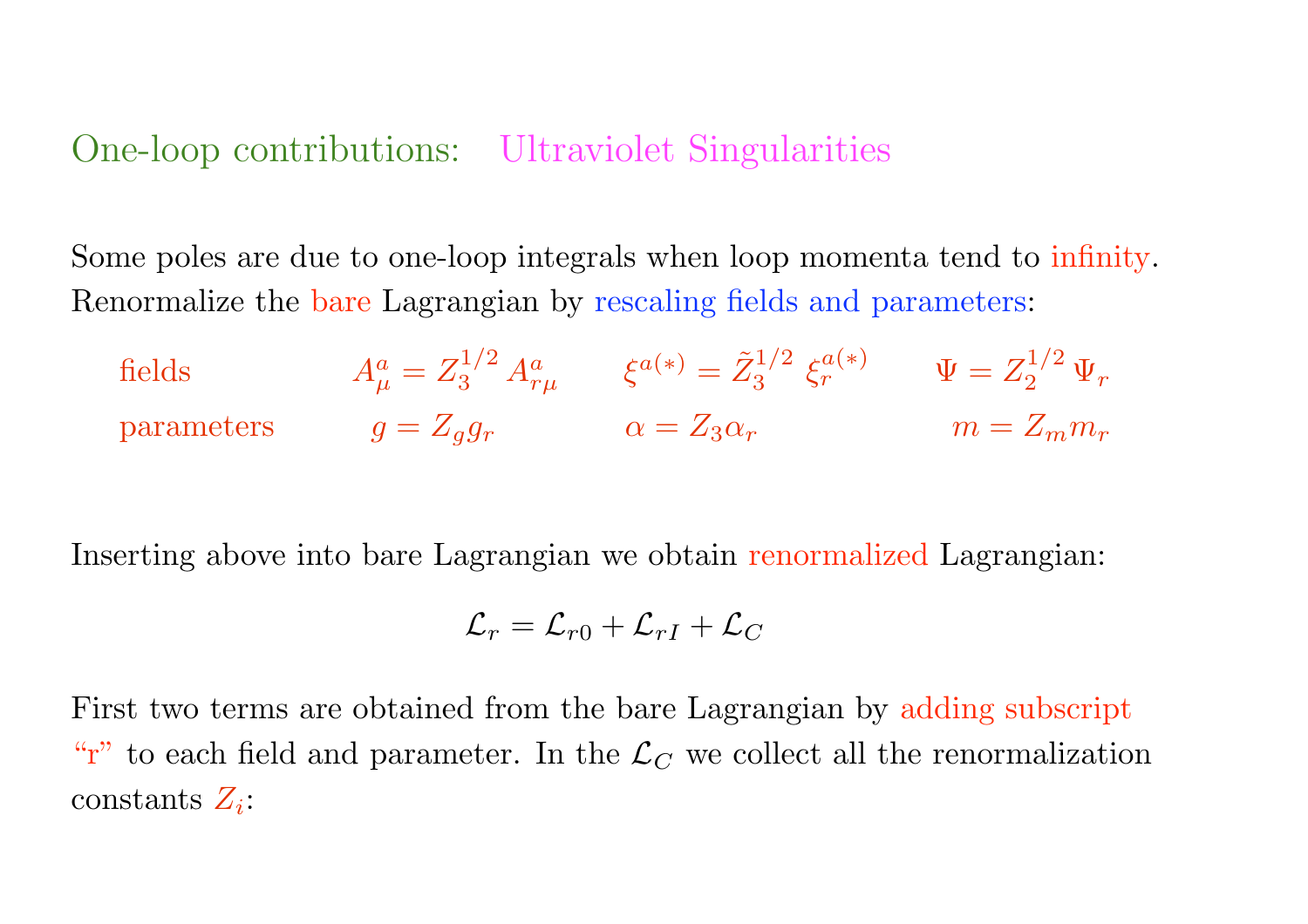## One-loop contributions: Ultraviolet Singularities

Some poles are due to one-loop integrals when loop momenta tend to infinity. Renormalize the bare Lagrangian by rescaling fields and parameters:

| | | | |
|---|---|---|---|
| fields | $A^a_\mu = Z_3^{1/2}\, A^a_{r\mu}$ | $\xi^{a(*)} = \tilde{Z}_3^{1/2}\; \xi_r^{a(*)}$ | $\Psi = Z_2^{1/2}\, \Psi_r$ |
| parameters | $g = Z_g g_r$ | $\alpha = Z_3 \alpha_r$ | $m = Z_m m_r$ |

Inserting above into bare Lagrangian we obtain renormalized Lagrangian:

$$\mathcal{L}_r = \mathcal{L}_{r0} + \mathcal{L}_{rI} + \mathcal{L}_C$$

First two terms are obtained from the bare Lagrangian by adding subscript "r" to each field and parameter. In the $\mathcal{L}_C$ we collect all the renormalization constants $Z_i$: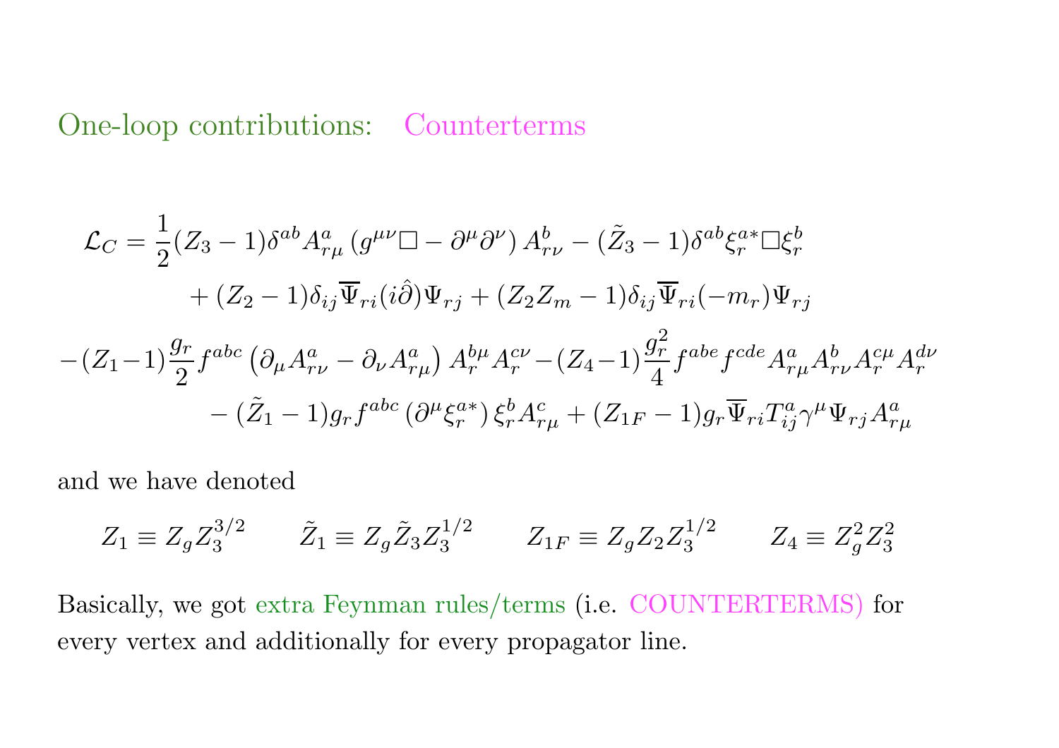## One-loop contributions: Counterterms

$$
\begin{aligned}
\mathcal{L}_C = &\frac{1}{2}(Z_3 - 1)\delta^{ab} A^a_{r\mu}\left(g^{\mu\nu}\Box - \partial^\mu \partial^\nu\right) A^b_{r\nu} - (\tilde{Z}_3 - 1)\delta^{ab}\xi^{a*}_r \Box \xi^b_r \\
&+ (Z_2 - 1)\delta_{ij}\overline{\Psi}_{ri}(i\hat{\partial})\Psi_{rj} + (Z_2 Z_m - 1)\delta_{ij}\overline{\Psi}_{ri}(-m_r)\Psi_{rj} \\
&-(Z_1 - 1)\frac{g_r}{2} f^{abc}\left(\partial_\mu A^a_{r\nu} - \partial_\nu A^a_{r\mu}\right) A^{b\mu}_r A^{c\nu}_r - (Z_4 - 1)\frac{g_r^2}{4} f^{abe} f^{cde} A^a_{r\mu} A^b_{r\nu} A^{c\mu}_r A^{d\nu}_r \\
&- (\tilde{Z}_1 - 1) g_r f^{abc}\left(\partial^\mu \xi^{a*}_r\right)\xi^b_r A^c_{r\mu} + (Z_{1F} - 1) g_r \overline{\Psi}_{ri} T^a_{ij}\gamma^\mu \Psi_{rj} A^a_{r\mu}
\end{aligned}
$$

and we have denoted

$$
Z_1 \equiv Z_g Z_3^{3/2} \qquad \tilde{Z}_1 \equiv Z_g \tilde{Z}_3 Z_3^{1/2} \qquad Z_{1F} \equiv Z_g Z_2 Z_3^{1/2} \qquad Z_4 \equiv Z_g^2 Z_3^2
$$

Basically, we got extra Feynman rules/terms (i.e. COUNTERTERMS) for every vertex and additionally for every propagator line.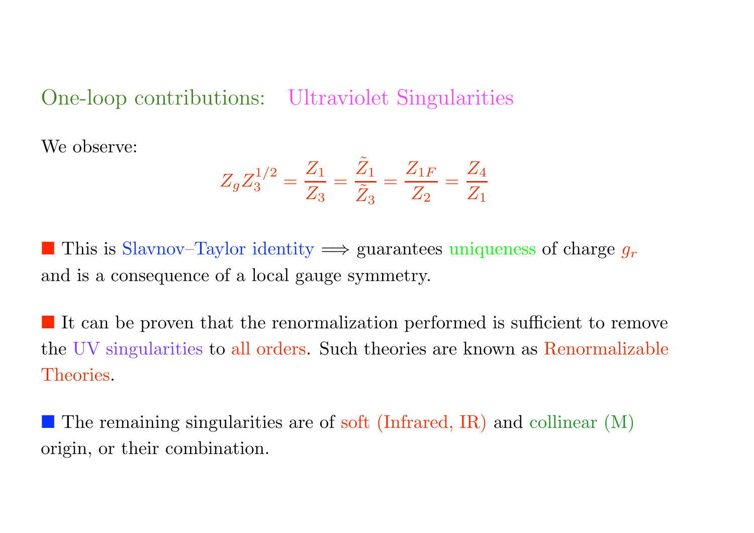## One-loop contributions: Ultraviolet Singularities

We observe:

$$Z_g Z_3^{1/2} = \frac{Z_1}{Z_3} = \frac{\tilde{Z}_1}{\tilde{Z}_3} = \frac{Z_{1F}}{Z_2} = \frac{Z_4}{Z_1}$$

- This is Slavnov–Taylor identity $\Longrightarrow$ guarantees uniqueness of charge $g_r$ and is a consequence of a local gauge symmetry.

- It can be proven that the renormalization performed is sufficient to remove the UV singularities to all orders. Such theories are known as Renormalizable Theories.

- The remaining singularities are of soft (Infrared, IR) and collinear (M) origin, or their combination.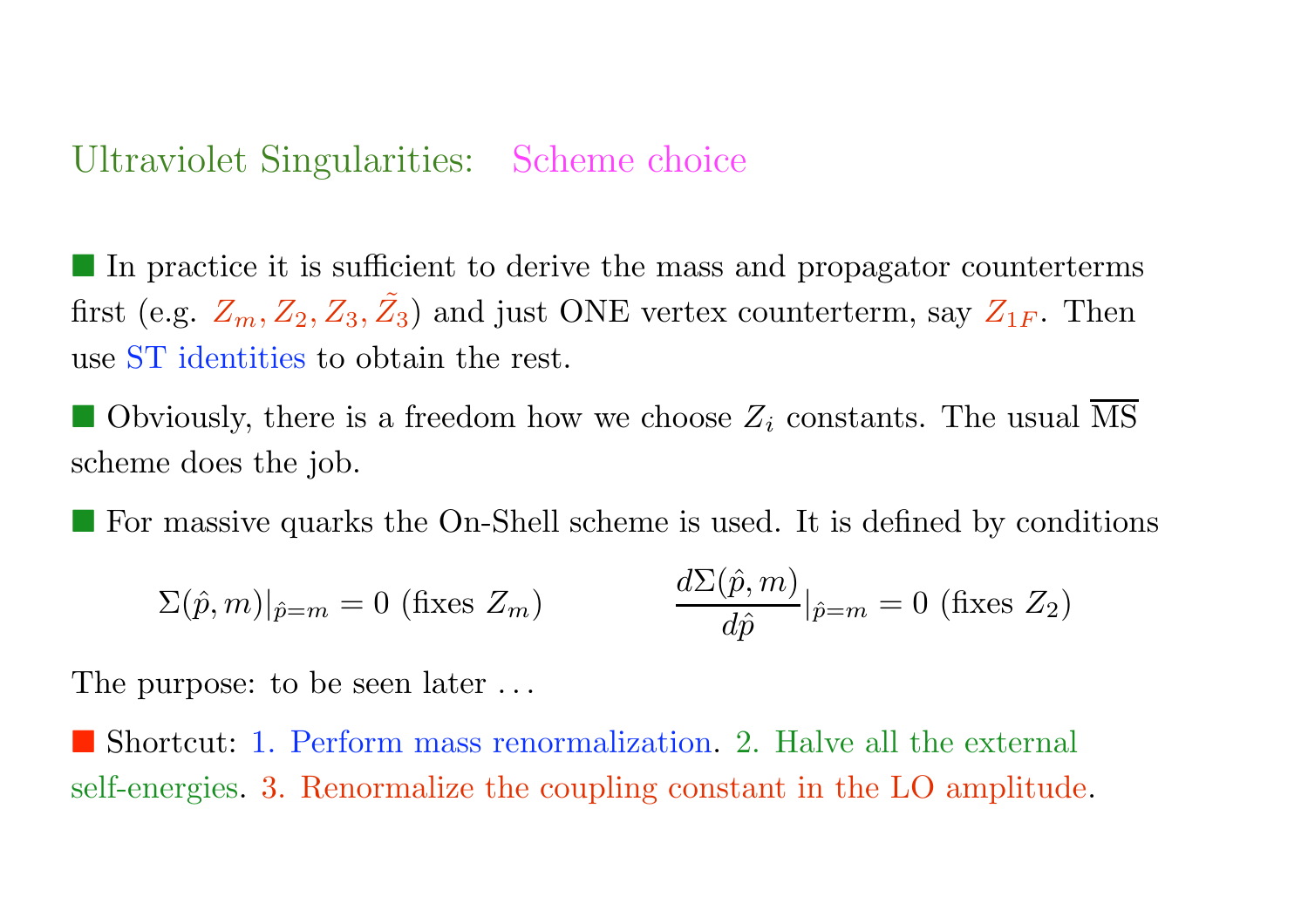## Ultraviolet Singularities: Scheme choice

■ In practice it is sufficient to derive the mass and propagator counterterms first (e.g. $Z_m, Z_2, Z_3, \tilde{Z}_3$) and just ONE vertex counterterm, say $Z_{1F}$. Then use ST identities to obtain the rest.

■ Obviously, there is a freedom how we choose $Z_i$ constants. The usual $\overline{\text{MS}}$ scheme does the job.

■ For massive quarks the On-Shell scheme is used. It is defined by conditions

$$\Sigma(\hat{p}, m)|_{\hat{p}=m} = 0 \text{ (fixes } Z_m\text{)} \qquad\qquad \frac{d\Sigma(\hat{p}, m)}{d\hat{p}}|_{\hat{p}=m} = 0 \text{ (fixes } Z_2\text{)}$$

The purpose: to be seen later ...

■ Shortcut: 1. Perform mass renormalization. 2. Halve all the external self-energies. 3. Renormalize the coupling constant in the LO amplitude.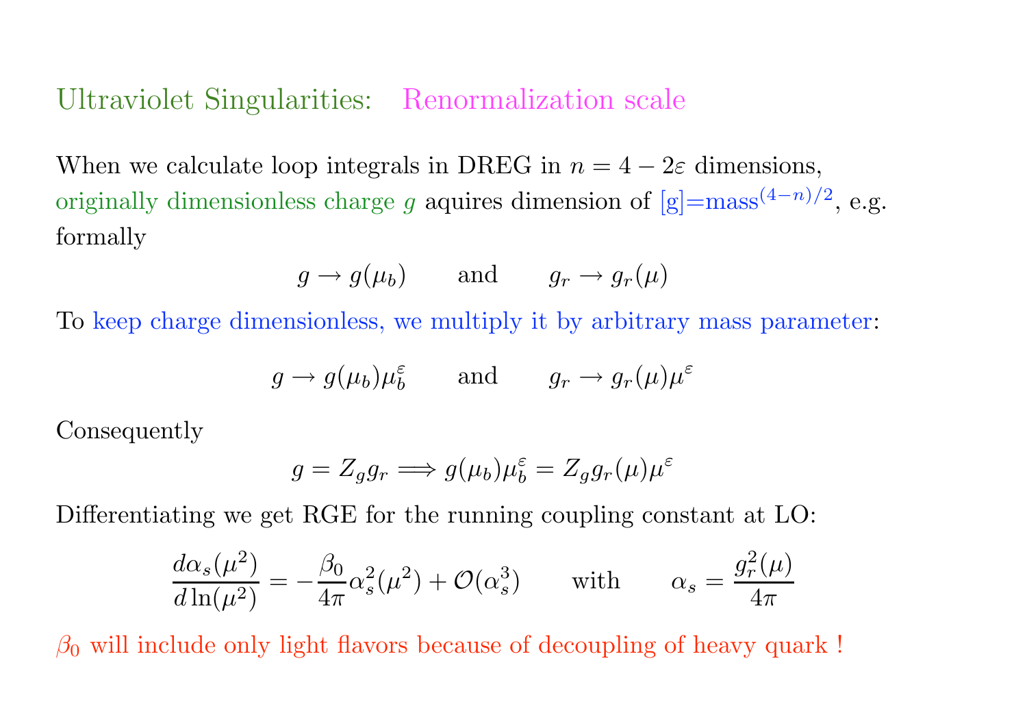## Ultraviolet Singularities: Renormalization scale

When we calculate loop integrals in DREG in $n = 4 - 2\varepsilon$ dimensions, originally dimensionless charge $g$ aquires dimension of $[g]=\text{mass}^{(4-n)/2}$, e.g. formally

$$g \to g(\mu_b) \qquad \text{and} \qquad g_r \to g_r(\mu)$$

To keep charge dimensionless, we multiply it by arbitrary mass parameter:

$$g \to g(\mu_b)\mu_b^{\varepsilon} \qquad \text{and} \qquad g_r \to g_r(\mu)\mu^{\varepsilon}$$

Consequently

$$g = Z_g g_r \Longrightarrow g(\mu_b)\mu_b^{\varepsilon} = Z_g g_r(\mu)\mu^{\varepsilon}$$

Differentiating we get RGE for the running coupling constant at LO:

$$\frac{d\alpha_s(\mu^2)}{d\ln(\mu^2)} = -\frac{\beta_0}{4\pi}\alpha_s^2(\mu^2) + \mathcal{O}(\alpha_s^3) \qquad \text{with} \qquad \alpha_s = \frac{g_r^2(\mu)}{4\pi}$$

$\beta_0$ will include only light flavors because of decoupling of heavy quark !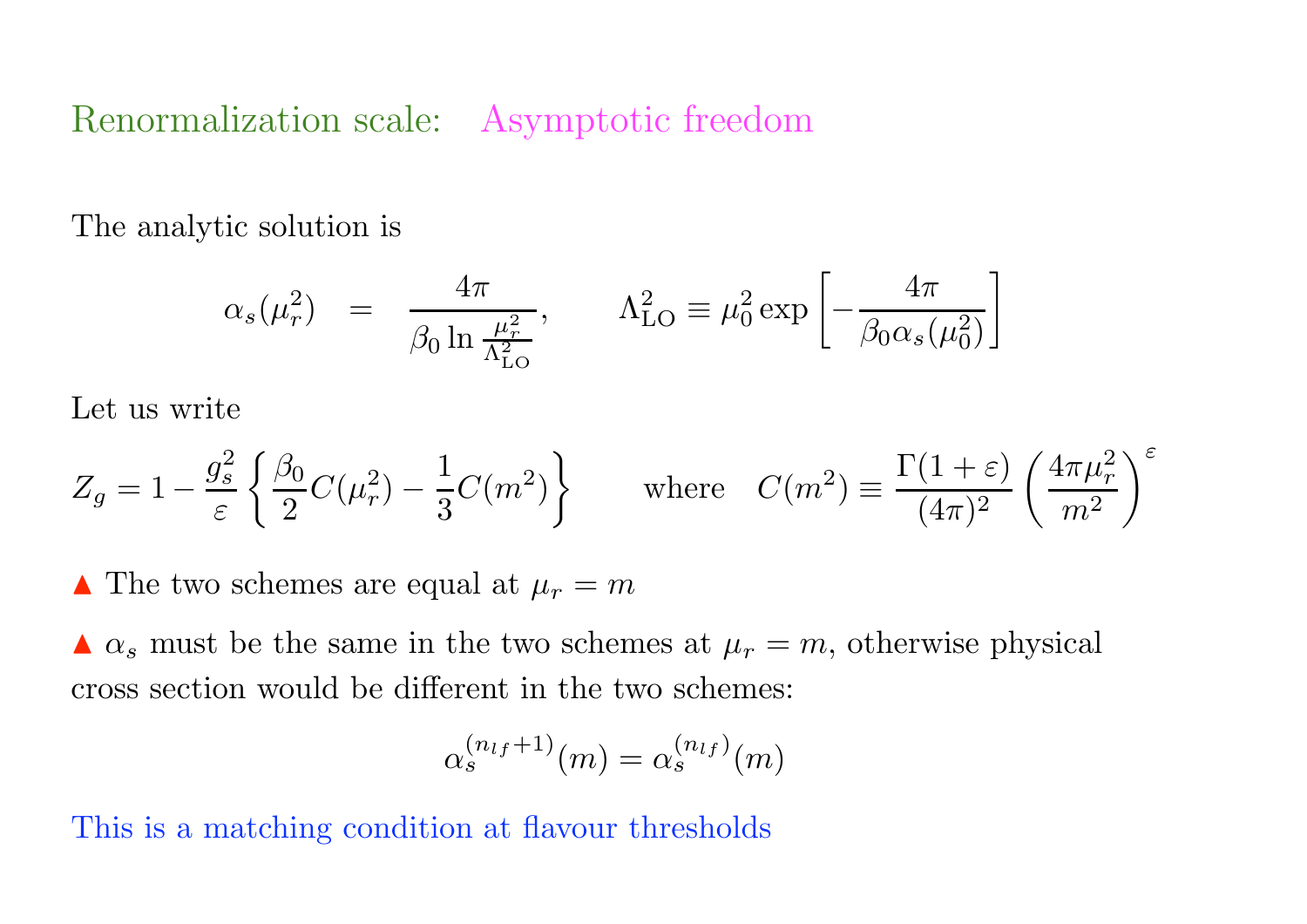# Renormalization scale: Asymptotic freedom

The analytic solution is

$$\alpha_s(\mu_r^2) \quad = \quad \frac{4\pi}{\beta_0 \ln \frac{\mu_r^2}{\Lambda_{\rm LO}^2}}, \qquad \Lambda_{\rm LO}^2 \equiv \mu_0^2 \exp\left[-\frac{4\pi}{\beta_0 \alpha_s(\mu_0^2)}\right]$$

Let us write

$$Z_g = 1 - \frac{g_s^2}{\varepsilon}\left\{\frac{\beta_0}{2} C(\mu_r^2) - \frac{1}{3} C(m^2)\right\} \qquad \text{where} \quad C(m^2) \equiv \frac{\Gamma(1+\varepsilon)}{(4\pi)^2}\left(\frac{4\pi\mu_r^2}{m^2}\right)^{\varepsilon}$$

▲ The two schemes are equal at $\mu_r = m$

▲ $\alpha_s$ must be the same in the two schemes at $\mu_r = m$, otherwise physical cross section would be different in the two schemes:

$$\alpha_s^{(n_{lf}+1)}(m) = \alpha_s^{(n_{lf})}(m)$$

This is a matching condition at flavour thresholds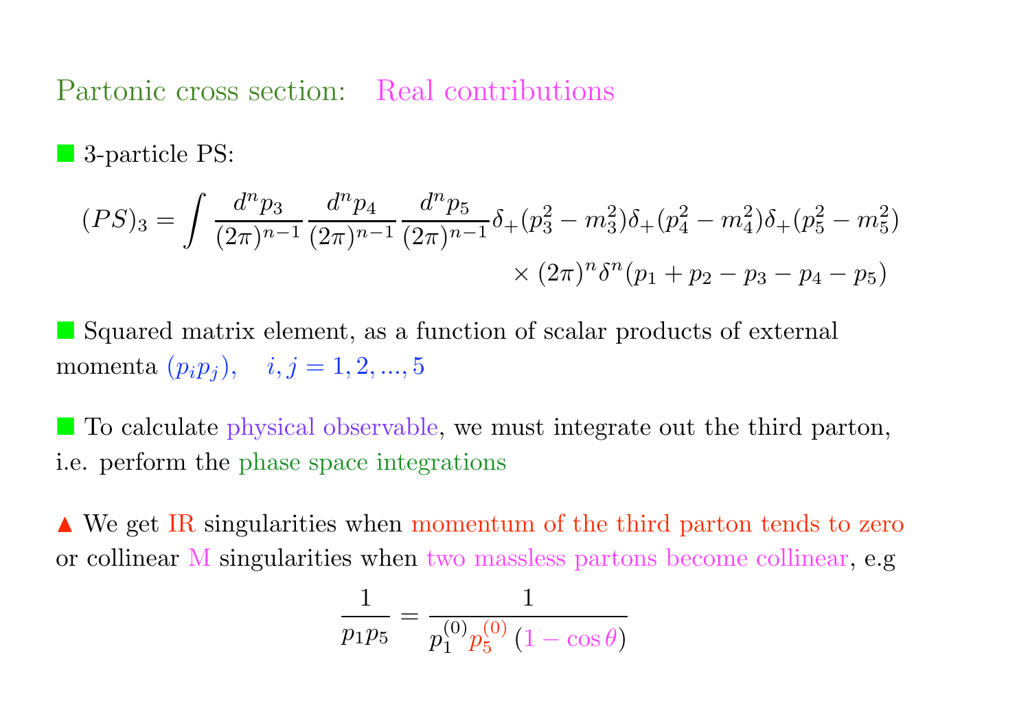## Partonic cross section: Real contributions

- 3-particle PS:

$$(PS)_3 = \int \frac{d^n p_3}{(2\pi)^{n-1}} \frac{d^n p_4}{(2\pi)^{n-1}} \frac{d^n p_5}{(2\pi)^{n-1}} \delta_+(p_3^2 - m_3^2)\delta_+(p_4^2 - m_4^2)\delta_+(p_5^2 - m_5^2) \times (2\pi)^n \delta^n(p_1 + p_2 - p_3 - p_4 - p_5)$$

- Squared matrix element, as a function of scalar products of external momenta $(p_i p_j), \quad i, j = 1, 2, ..., 5$

- To calculate physical observable, we must integrate out the third parton, i.e. perform the phase space integrations

▲ We get IR singularities when momentum of the third parton tends to zero or collinear M singularities when two massless partons become collinear, e.g

$$\frac{1}{p_1 p_5} = \frac{1}{p_1^{(0)} p_5^{(0)} (1 - \cos\theta)}$$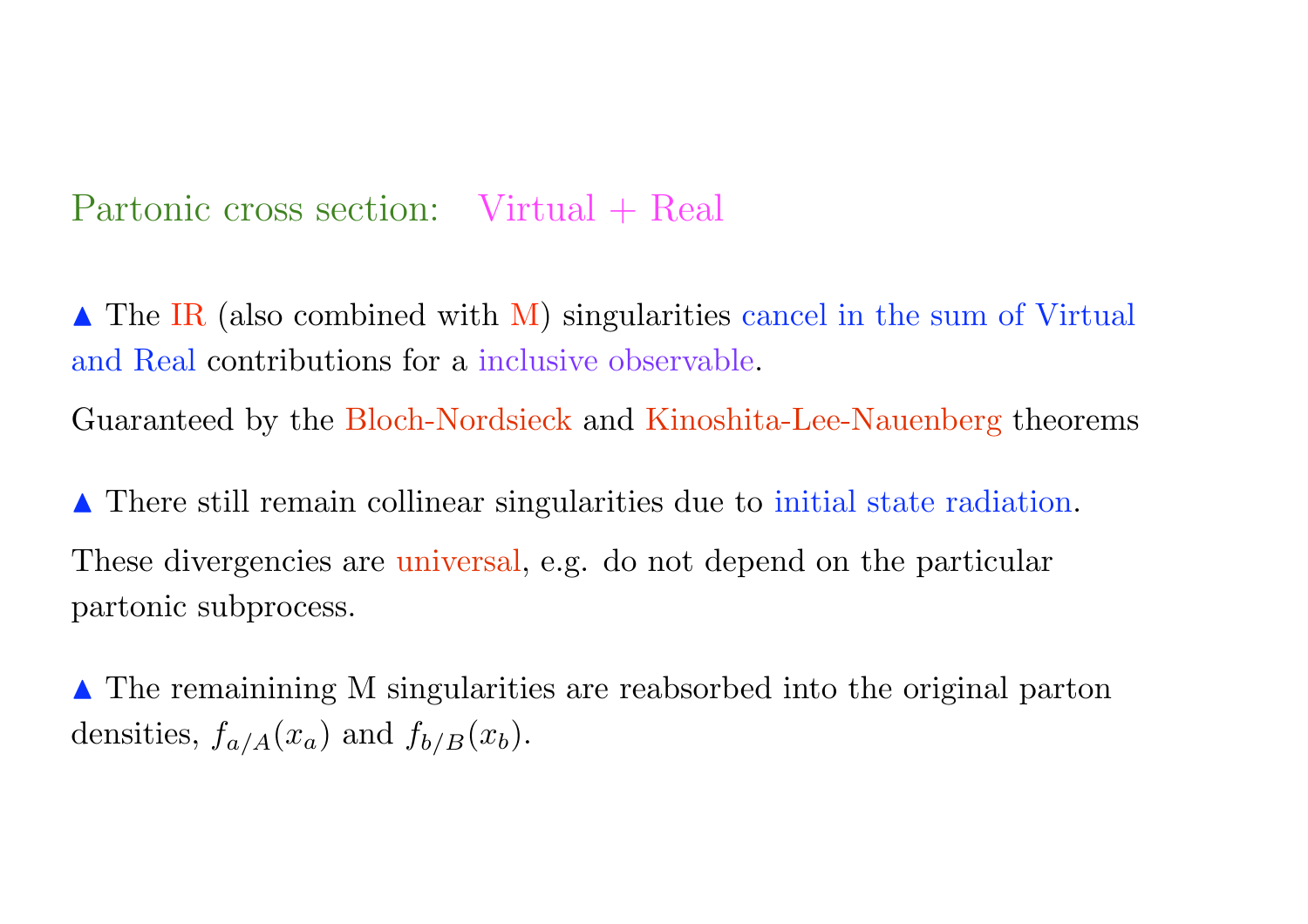## Partonic cross section: Virtual + Real

▲ The IR (also combined with M) singularities cancel in the sum of Virtual and Real contributions for a inclusive observable.

Guaranteed by the Bloch-Nordsieck and Kinoshita-Lee-Nauenberg theorems

▲ There still remain collinear singularities due to initial state radiation.

These divergencies are universal, e.g. do not depend on the particular partonic subprocess.

▲ The remainining M singularities are reabsorbed into the original parton densities, $f_{a/A}(x_a)$ and $f_{b/B}(x_b)$.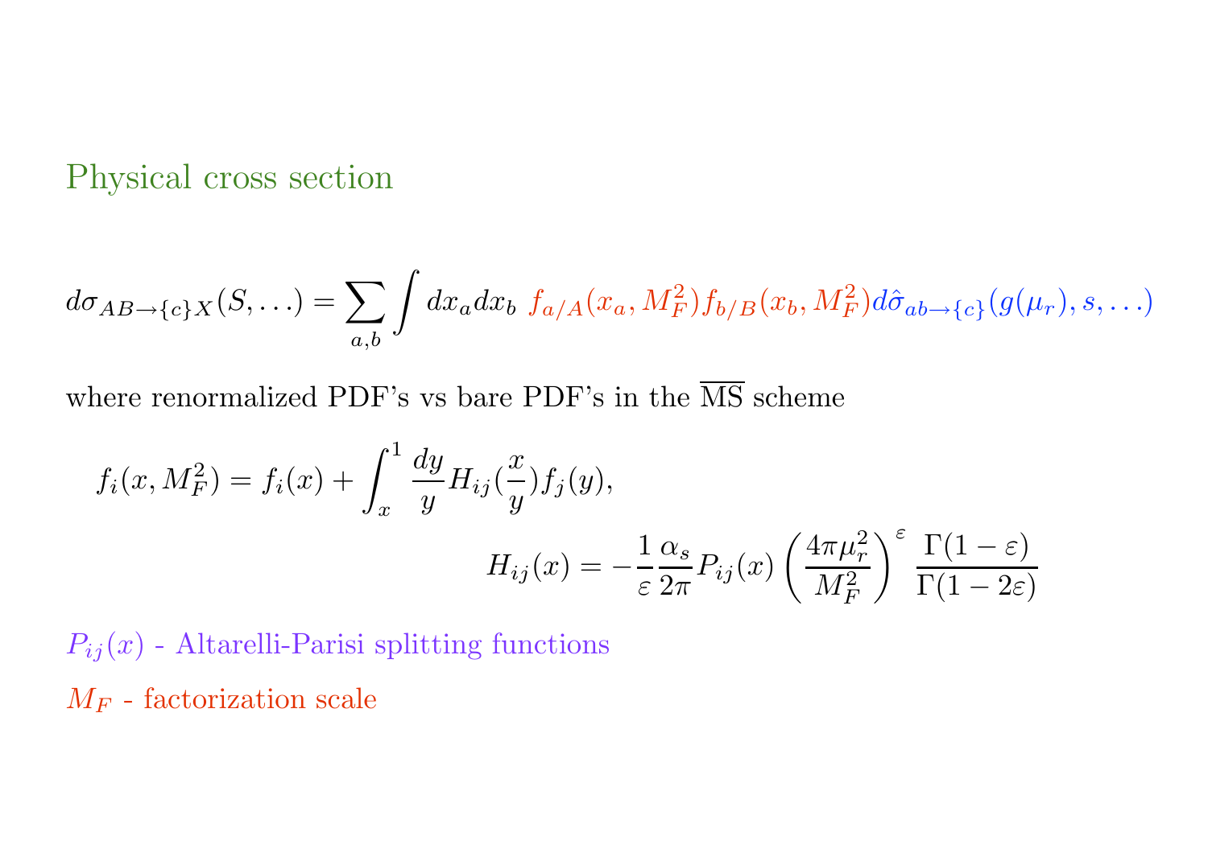## Physical cross section

$$d\sigma_{AB\to\{c\}X}(S,\ldots) = \sum_{a,b}\int dx_a dx_b \; f_{a/A}(x_a, M_F^2) f_{b/B}(x_b, M_F^2) d\hat{\sigma}_{ab\to\{c\}}(g(\mu_r), s, \ldots)$$

where renormalized PDF's vs bare PDF's in the $\overline{\mathrm{MS}}$ scheme

$$f_i(x, M_F^2) = f_i(x) + \int_x^1 \frac{dy}{y} H_{ij}(\frac{x}{y}) f_j(y),$$

$$H_{ij}(x) = -\frac{1}{\varepsilon}\frac{\alpha_s}{2\pi} P_{ij}(x) \left(\frac{4\pi\mu_r^2}{M_F^2}\right)^{\varepsilon} \frac{\Gamma(1-\varepsilon)}{\Gamma(1-2\varepsilon)}$$

$P_{ij}(x)$ - Altarelli-Parisi splitting functions

$M_F$ - factorization scale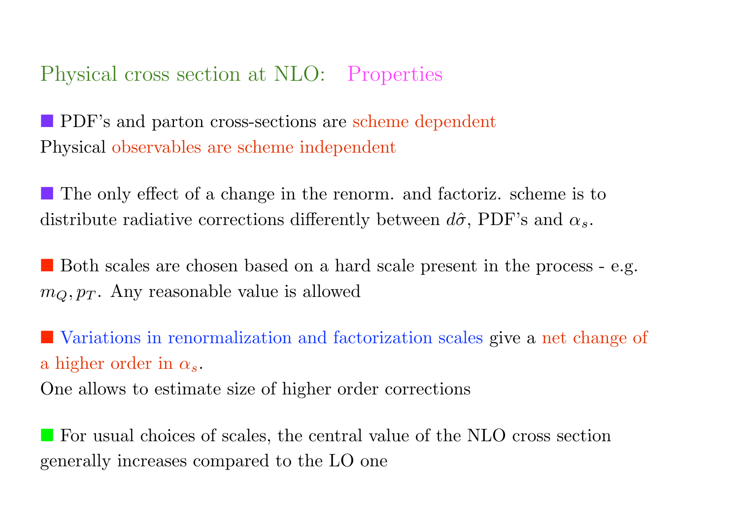## Physical cross section at NLO: Properties

- PDF's and parton cross-sections are scheme dependent
Physical observables are scheme independent

- The only effect of a change in the renorm. and factoriz. scheme is to distribute radiative corrections differently between $d\hat{\sigma}$, PDF's and $\alpha_s$.

- Both scales are chosen based on a hard scale present in the process - e.g. $m_Q, p_T$. Any reasonable value is allowed

- Variations in renormalization and factorization scales give a net change of a higher order in $\alpha_s$.
One allows to estimate size of higher order corrections

- For usual choices of scales, the central value of the NLO cross section generally increases compared to the LO one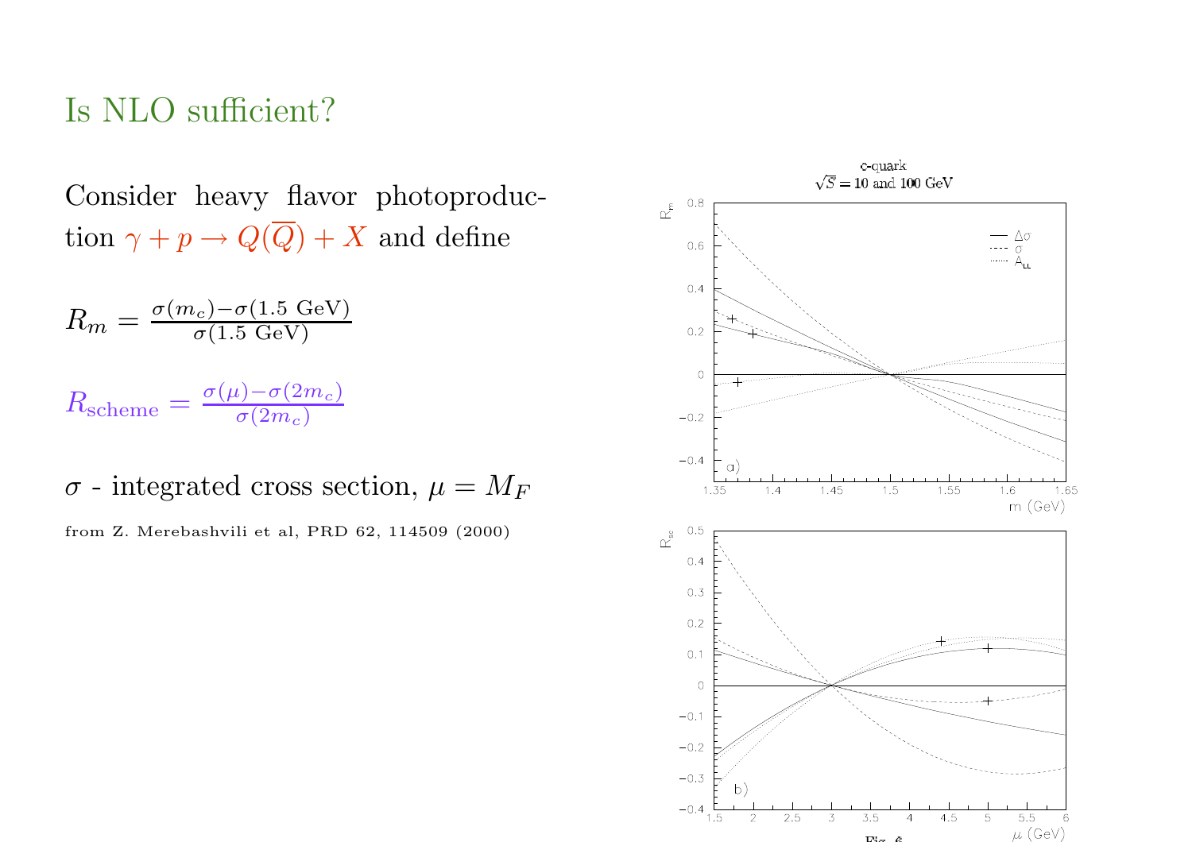# Is NLO sufficient?

Consider heavy flavor photoproduction $\gamma + p \to Q(\overline{Q}) + X$ and define

$R_m = \frac{\sigma(m_c) - \sigma(1.5 \text{ GeV})}{\sigma(1.5 \text{ GeV})}$

$R_{\text{scheme}} = \frac{\sigma(\mu) - \sigma(2m_c)}{\sigma(2m_c)}$

$\sigma$ - integrated cross section, $\mu = M_F$

from Z. Merebashvili et al, PRD 62, 114509 (2000)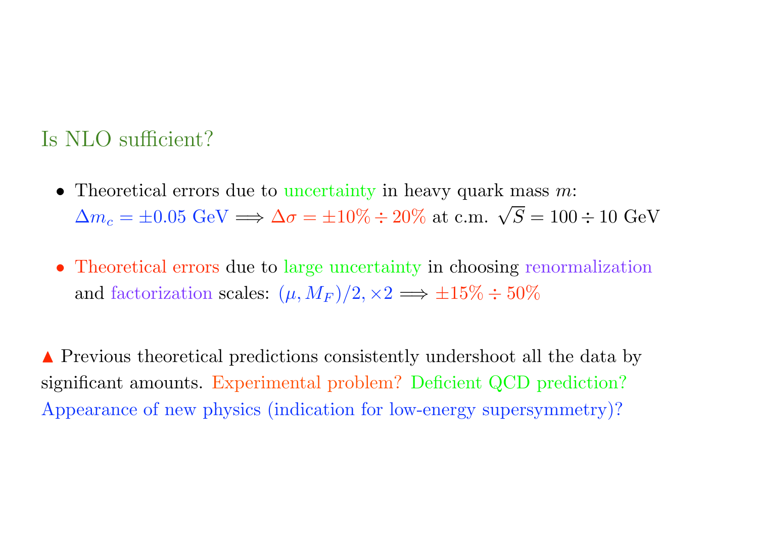## Is NLO sufficient?

- Theoretical errors due to uncertainty in heavy quark mass $m$:
  $\Delta m_c = \pm 0.05$ GeV $\Longrightarrow \Delta\sigma = \pm 10\% \div 20\%$ at c.m. $\sqrt{S} = 100 \div 10$ GeV

- Theoretical errors due to large uncertainty in choosing renormalization and factorization scales: $(\mu, M_F)/2, \times 2 \Longrightarrow \pm 15\% \div 50\%$

▲ Previous theoretical predictions consistently undershoot all the data by significant amounts. Experimental problem? Deficient QCD prediction? Appearance of new physics (indication for low-energy supersymmetry)?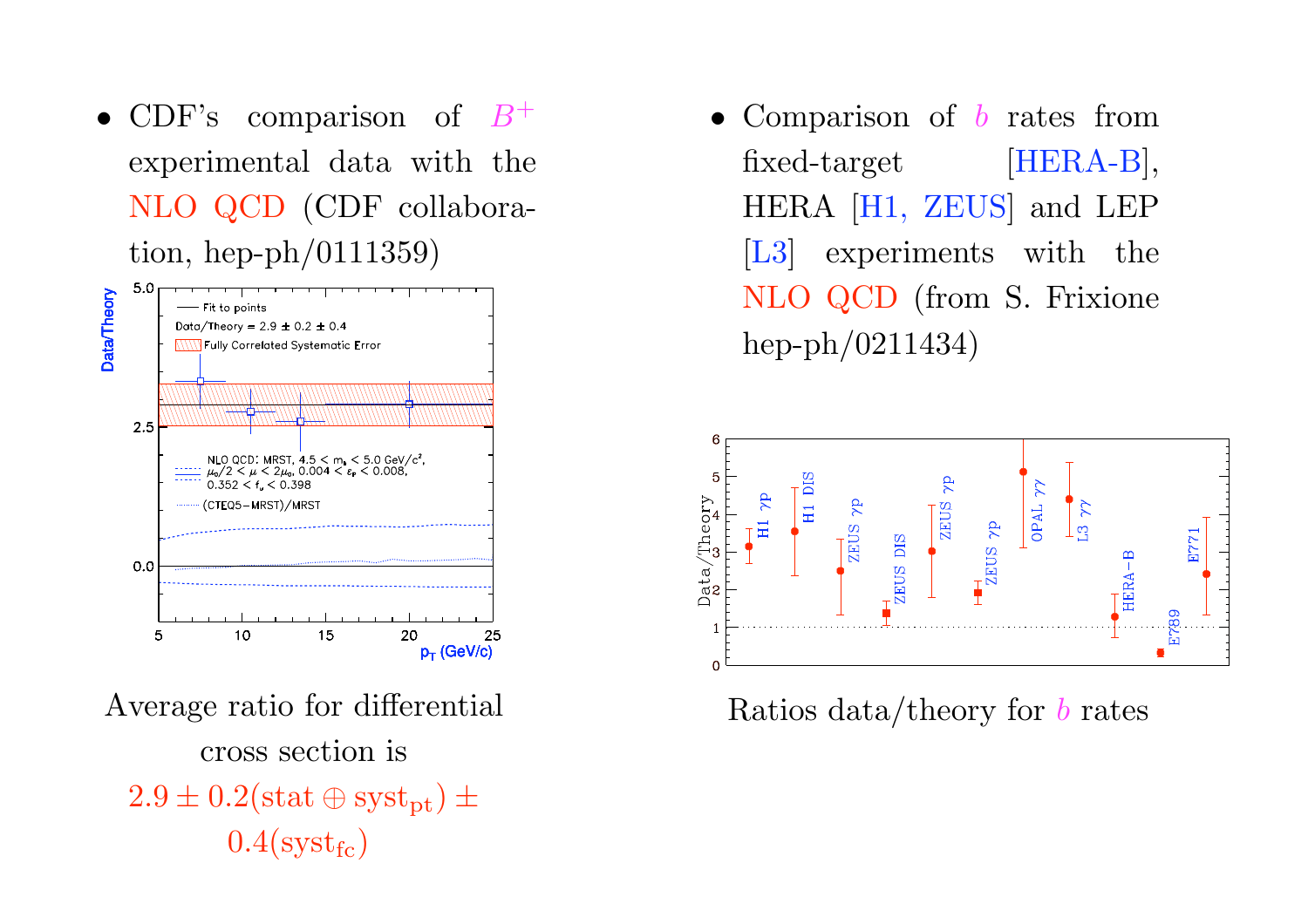- CDF's comparison of $B^+$ experimental data with the NLO QCD (CDF collaboration, hep-ph/0111359)

Average ratio for differential cross section is $2.9 \pm 0.2(\text{stat} \oplus \text{syst}_{\text{pt}}) \pm 0.4(\text{syst}_{\text{fc}})$

- Comparison of $b$ rates from fixed-target [HERA-B], HERA [H1, ZEUS] and LEP [L3] experiments with the NLO QCD (from S. Frixione hep-ph/0211434)

Ratios data/theory for $b$ rates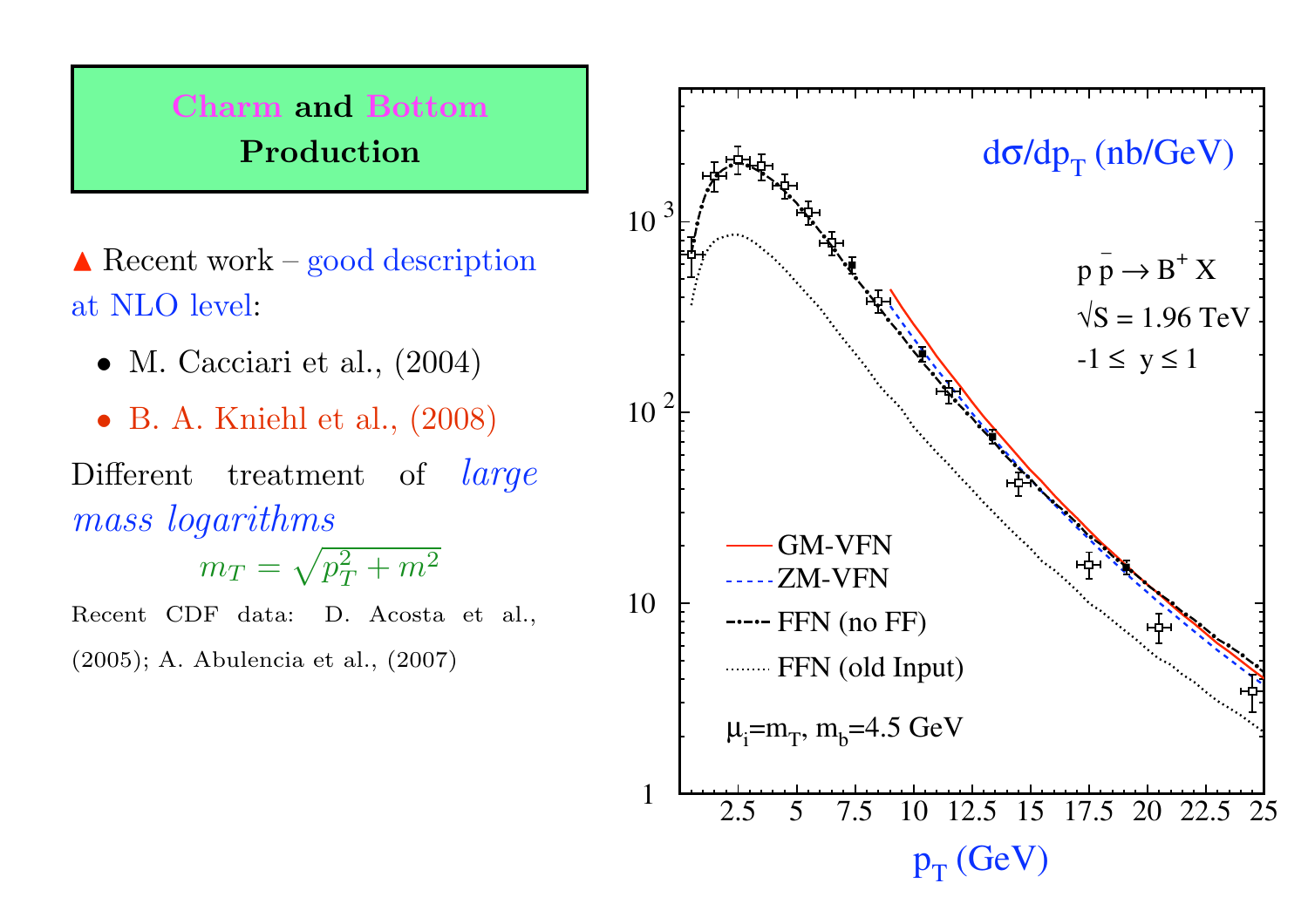## Charm and Bottom Production

▲ Recent work – good description at NLO level:

- M. Cacciari et al., (2004)
- B. A. Kniehl et al., (2008)

Different treatment of *large mass logarithms*

$$m_T = \sqrt{p_T^2 + m^2}$$

Recent CDF data: D. Acosta et al., (2005); A. Abulencia et al., (2007)

$d\sigma/dp_T$ (nb/GeV)

$p\bar{p} \to B^+ X$

$\sqrt{S} = 1.96$ TeV

$-1 \leq y \leq 1$

GM-VFN

ZM-VFN

FFN (no FF)

FFN (old Input)

$\mu_i = m_T$, $m_b = 4.5$ GeV

$p_T$ (GeV)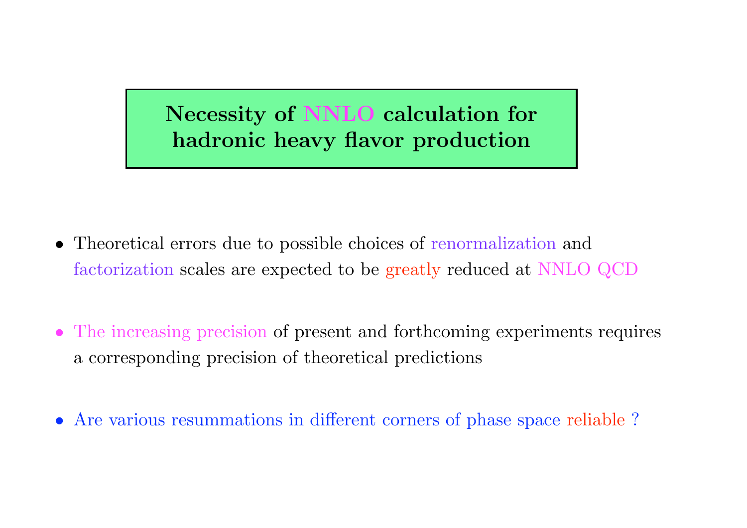# Necessity of NNLO calculation for hadronic heavy flavor production

- Theoretical errors due to possible choices of renormalization and factorization scales are expected to be greatly reduced at NNLO QCD

- The increasing precision of present and forthcoming experiments requires a corresponding precision of theoretical predictions

- Are various resummations in different corners of phase space reliable ?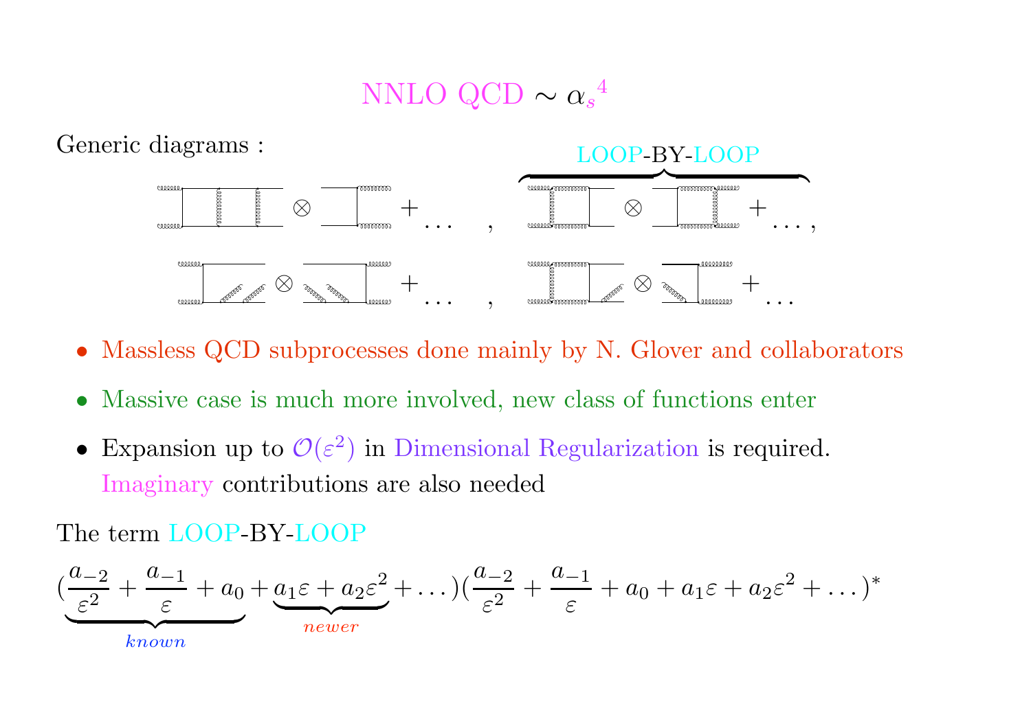# NNLO QCD $\sim {\alpha_s}^4$

Generic diagrams :

LOOP-BY-LOOP

- Massless QCD subprocesses done mainly by N. Glover and collaborators
- Massive case is much more involved, new class of functions enter
- Expansion up to $\mathcal{O}(\varepsilon^2)$ in Dimensional Regularization is required. Imaginary contributions are also needed

The term LOOP-BY-LOOP

$$(\underbrace{\frac{a_{-2}}{\varepsilon^2} + \frac{a_{-1}}{\varepsilon} + a_0}_{known} + \underbrace{a_1\varepsilon + a_2\varepsilon^2}_{newer} + \ldots)(\frac{a_{-2}}{\varepsilon^2} + \frac{a_{-1}}{\varepsilon} + a_0 + a_1\varepsilon + a_2\varepsilon^2 + \ldots)^*$$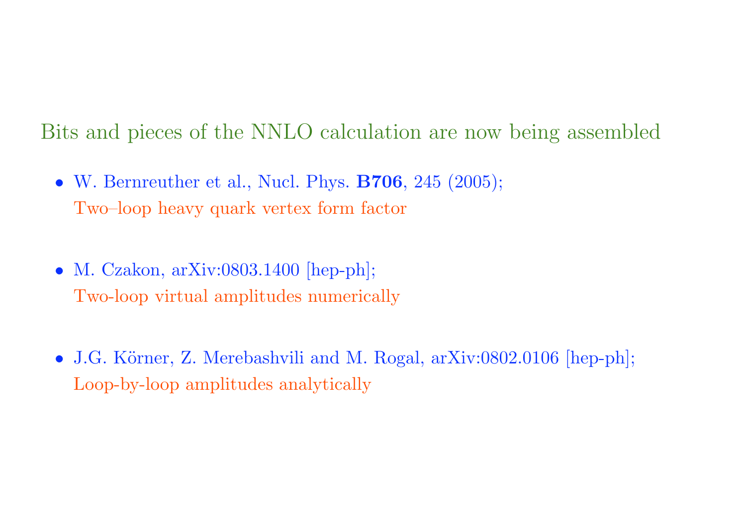Bits and pieces of the NNLO calculation are now being assembled

- W. Bernreuther et al., Nucl. Phys. **B706**, 245 (2005);
  Two–loop heavy quark vertex form factor

- M. Czakon, arXiv:0803.1400 [hep-ph];
  Two-loop virtual amplitudes numerically

- J.G. Körner, Z. Merebashvili and M. Rogal, arXiv:0802.0106 [hep-ph];
  Loop-by-loop amplitudes analytically